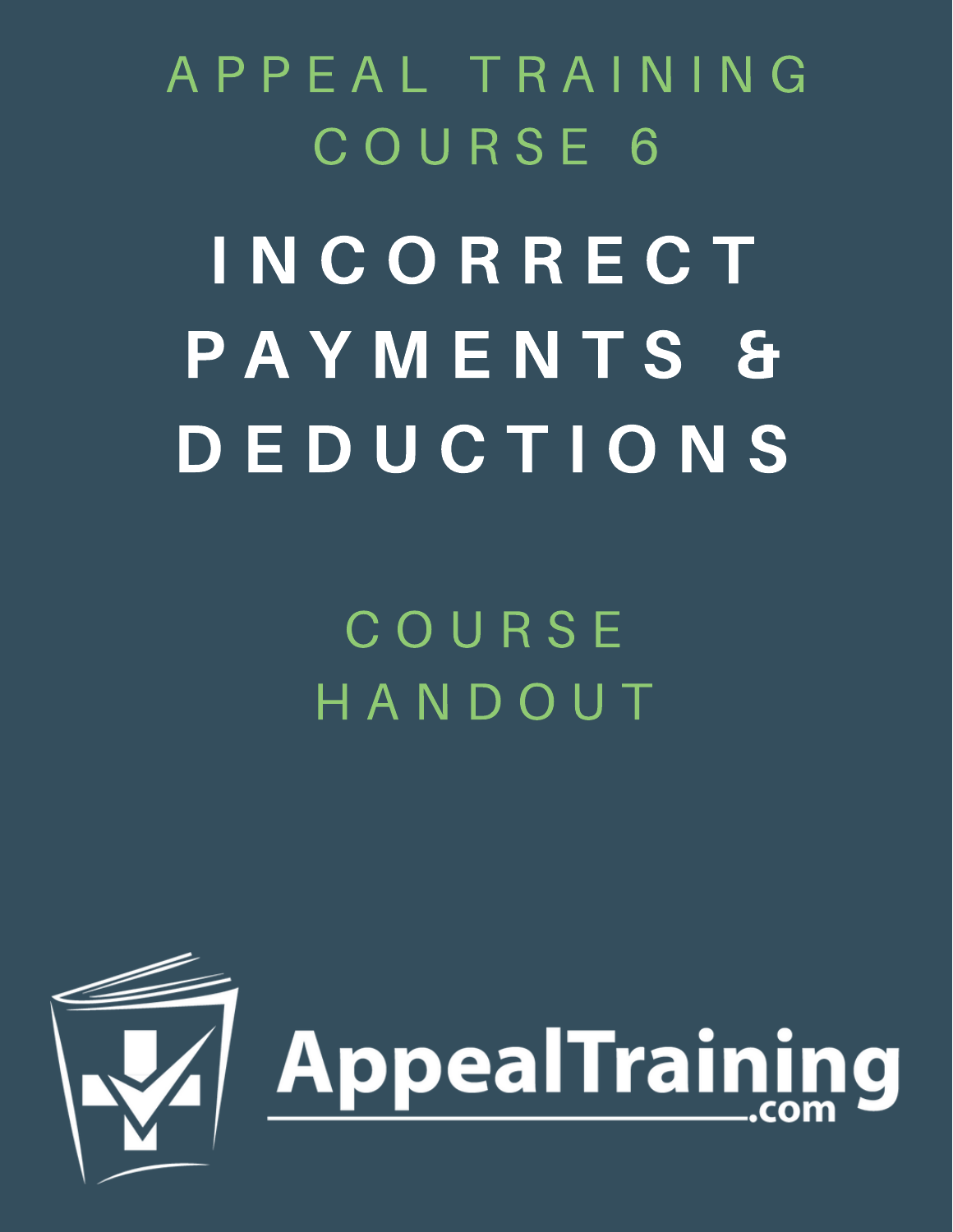APPEAL TRAINING COURSE 6

# INCORRECT PAYMENTS & DEDUCTIONS

COURSE HANDOUT

AppealTraining.com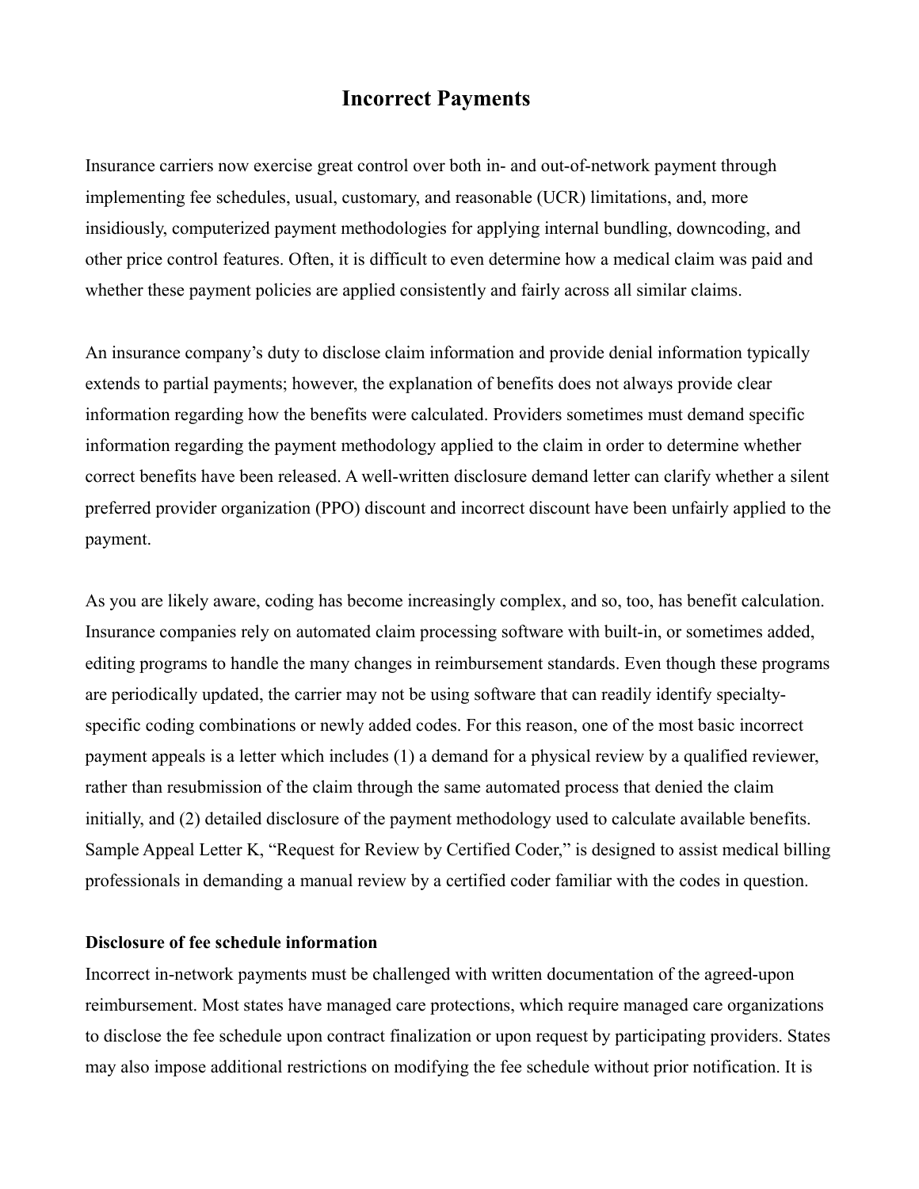# Incorrect Payments

Insurance carriers now exercise great control over both in- and out-of-network payment through implementing fee schedules, usual, customary, and reasonable (UCR) limitations, and, more insidiously, computerized payment methodologies for applying internal bundling, downcoding, and other price control features. Often, it is difficult to even determine how a medical claim was paid and whether these payment policies are applied consistently and fairly across all similar claims.

An insurance company's duty to disclose claim information and provide denial information typically extends to partial payments; however, the explanation of benefits does not always provide clear information regarding how the benefits were calculated. Providers sometimes must demand specific information regarding the payment methodology applied to the claim in order to determine whether correct benefits have been released. A well-written disclosure demand letter can clarify whether a silent preferred provider organization (PPO) discount and incorrect discount have been unfairly applied to the payment.

As you are likely aware, coding has become increasingly complex, and so, too, has benefit calculation. Insurance companies rely on automated claim processing software with built-in, or sometimes added, editing programs to handle the many changes in reimbursement standards. Even though these programs are periodically updated, the carrier may not be using software that can readily identify specialty-specific coding combinations or newly added codes. For this reason, one of the most basic incorrect payment appeals is a letter which includes (1) a demand for a physical review by a qualified reviewer, rather than resubmission of the claim through the same automated process that denied the claim initially, and (2) detailed disclosure of the payment methodology used to calculate available benefits. Sample Appeal Letter K, "Request for Review by Certified Coder," is designed to assist medical billing professionals in demanding a manual review by a certified coder familiar with the codes in question.

**Disclosure of fee schedule information**

Incorrect in-network payments must be challenged with written documentation of the agreed-upon reimbursement. Most states have managed care protections, which require managed care organizations to disclose the fee schedule upon contract finalization or upon request by participating providers. States may also impose additional restrictions on modifying the fee schedule without prior notification. It is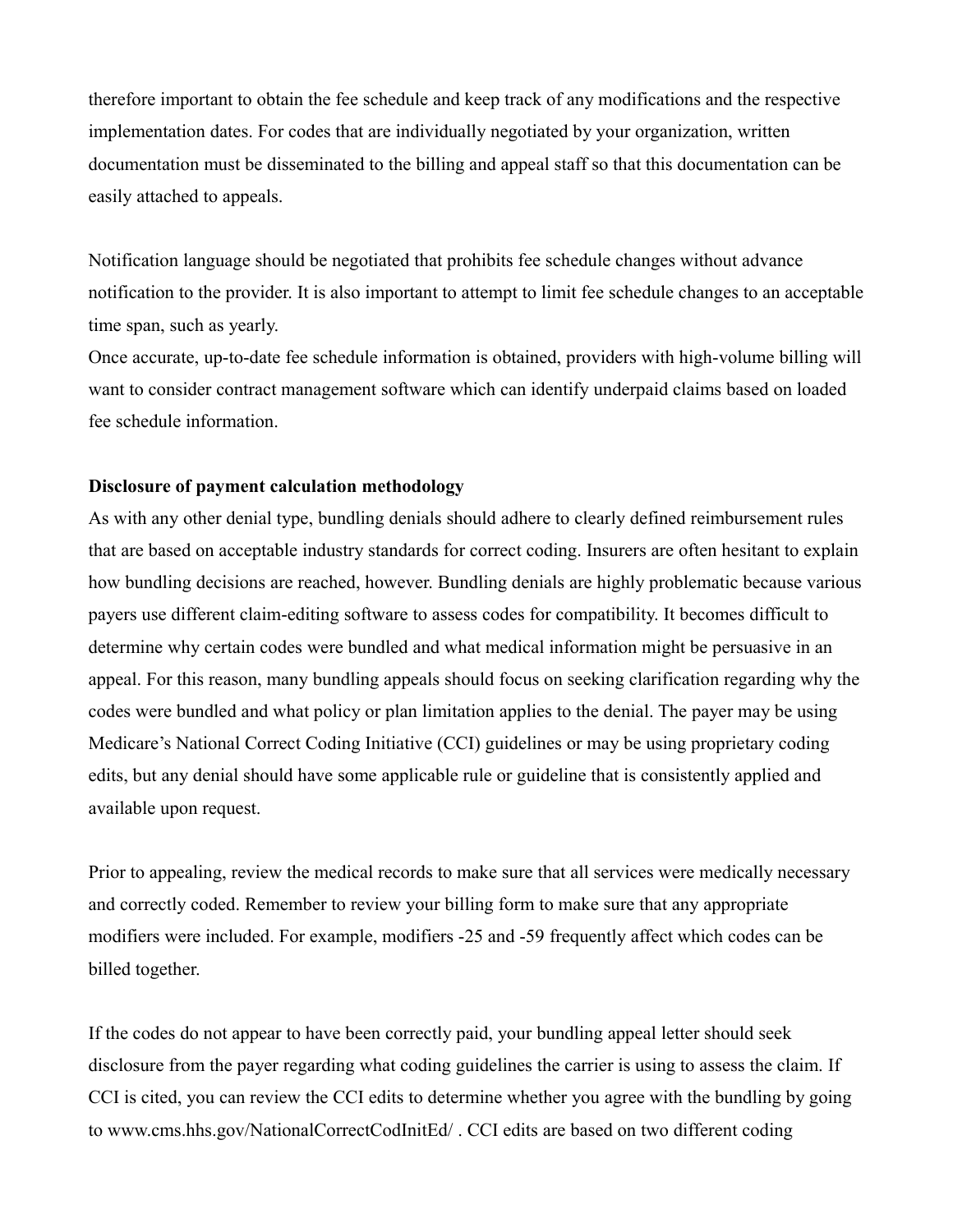therefore important to obtain the fee schedule and keep track of any modifications and the respective implementation dates. For codes that are individually negotiated by your organization, written documentation must be disseminated to the billing and appeal staff so that this documentation can be easily attached to appeals.

Notification language should be negotiated that prohibits fee schedule changes without advance notification to the provider. It is also important to attempt to limit fee schedule changes to an acceptable time span, such as yearly.

Once accurate, up-to-date fee schedule information is obtained, providers with high-volume billing will want to consider contract management software which can identify underpaid claims based on loaded fee schedule information.

**Disclosure of payment calculation methodology**

As with any other denial type, bundling denials should adhere to clearly defined reimbursement rules that are based on acceptable industry standards for correct coding. Insurers are often hesitant to explain how bundling decisions are reached, however. Bundling denials are highly problematic because various payers use different claim-editing software to assess codes for compatibility. It becomes difficult to determine why certain codes were bundled and what medical information might be persuasive in an appeal. For this reason, many bundling appeals should focus on seeking clarification regarding why the codes were bundled and what policy or plan limitation applies to the denial. The payer may be using Medicare's National Correct Coding Initiative (CCI) guidelines or may be using proprietary coding edits, but any denial should have some applicable rule or guideline that is consistently applied and available upon request.

Prior to appealing, review the medical records to make sure that all services were medically necessary and correctly coded. Remember to review your billing form to make sure that any appropriate modifiers were included. For example, modifiers -25 and -59 frequently affect which codes can be billed together.

If the codes do not appear to have been correctly paid, your bundling appeal letter should seek disclosure from the payer regarding what coding guidelines the carrier is using to assess the claim. If CCI is cited, you can review the CCI edits to determine whether you agree with the bundling by going to www.cms.hhs.gov/NationalCorrectCodInitEd/ . CCI edits are based on two different coding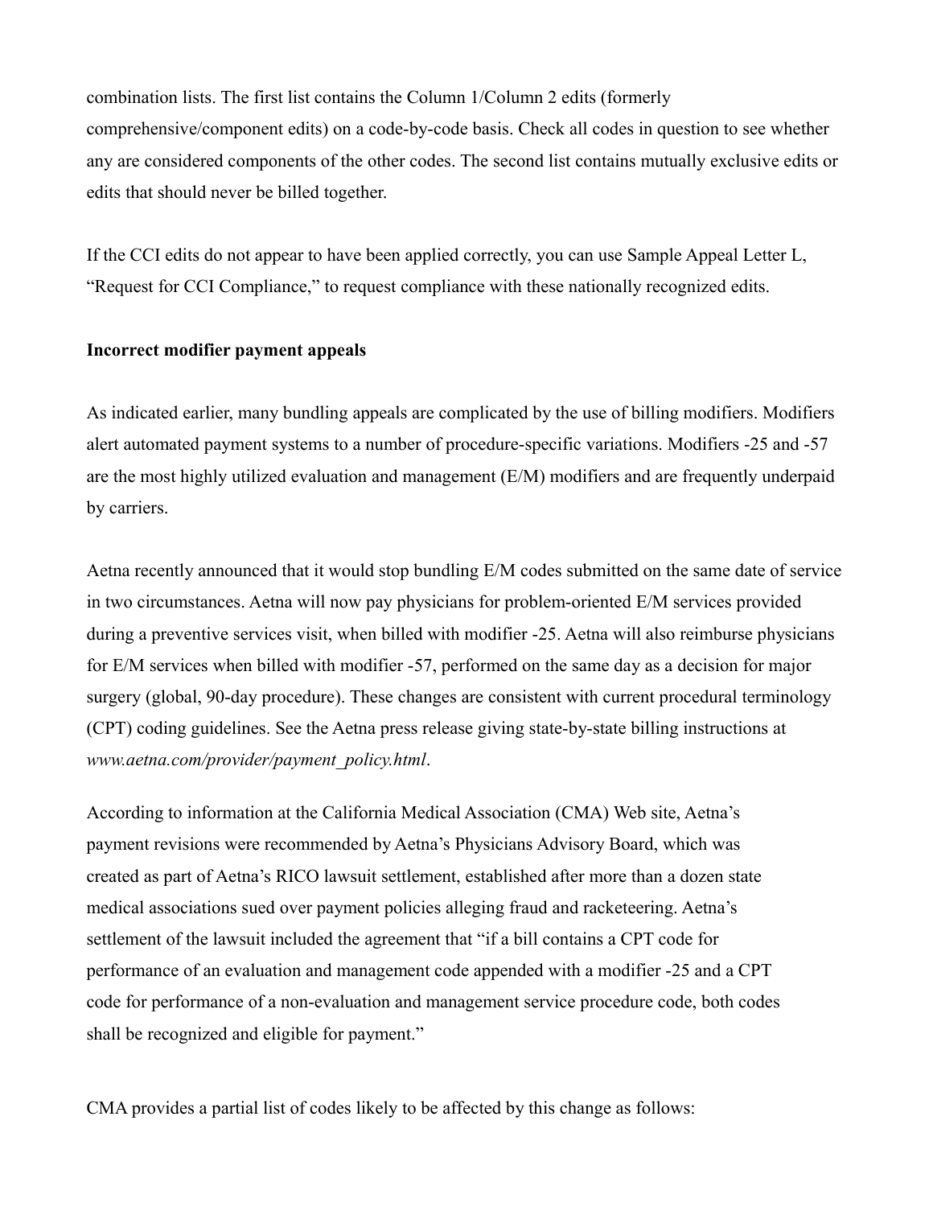combination lists. The first list contains the Column 1/Column 2 edits (formerly comprehensive/component edits) on a code-by-code basis. Check all codes in question to see whether any are considered components of the other codes. The second list contains mutually exclusive edits or edits that should never be billed together.

If the CCI edits do not appear to have been applied correctly, you can use Sample Appeal Letter L, "Request for CCI Compliance," to request compliance with these nationally recognized edits.

**Incorrect modifier payment appeals**

As indicated earlier, many bundling appeals are complicated by the use of billing modifiers. Modifiers alert automated payment systems to a number of procedure-specific variations. Modifiers -25 and -57 are the most highly utilized evaluation and management (E/M) modifiers and are frequently underpaid by carriers.

Aetna recently announced that it would stop bundling E/M codes submitted on the same date of service in two circumstances. Aetna will now pay physicians for problem-oriented E/M services provided during a preventive services visit, when billed with modifier -25. Aetna will also reimburse physicians for E/M services when billed with modifier -57, performed on the same day as a decision for major surgery (global, 90-day procedure). These changes are consistent with current procedural terminology (CPT) coding guidelines. See the Aetna press release giving state-by-state billing instructions at *www.aetna.com/provider/payment_policy.html*.

According to information at the California Medical Association (CMA) Web site, Aetna's payment revisions were recommended by Aetna's Physicians Advisory Board, which was created as part of Aetna's RICO lawsuit settlement, established after more than a dozen state medical associations sued over payment policies alleging fraud and racketeering. Aetna's settlement of the lawsuit included the agreement that "if a bill contains a CPT code for performance of an evaluation and management code appended with a modifier -25 and a CPT code for performance of a non-evaluation and management service procedure code, both codes shall be recognized and eligible for payment."

CMA provides a partial list of codes likely to be affected by this change as follows: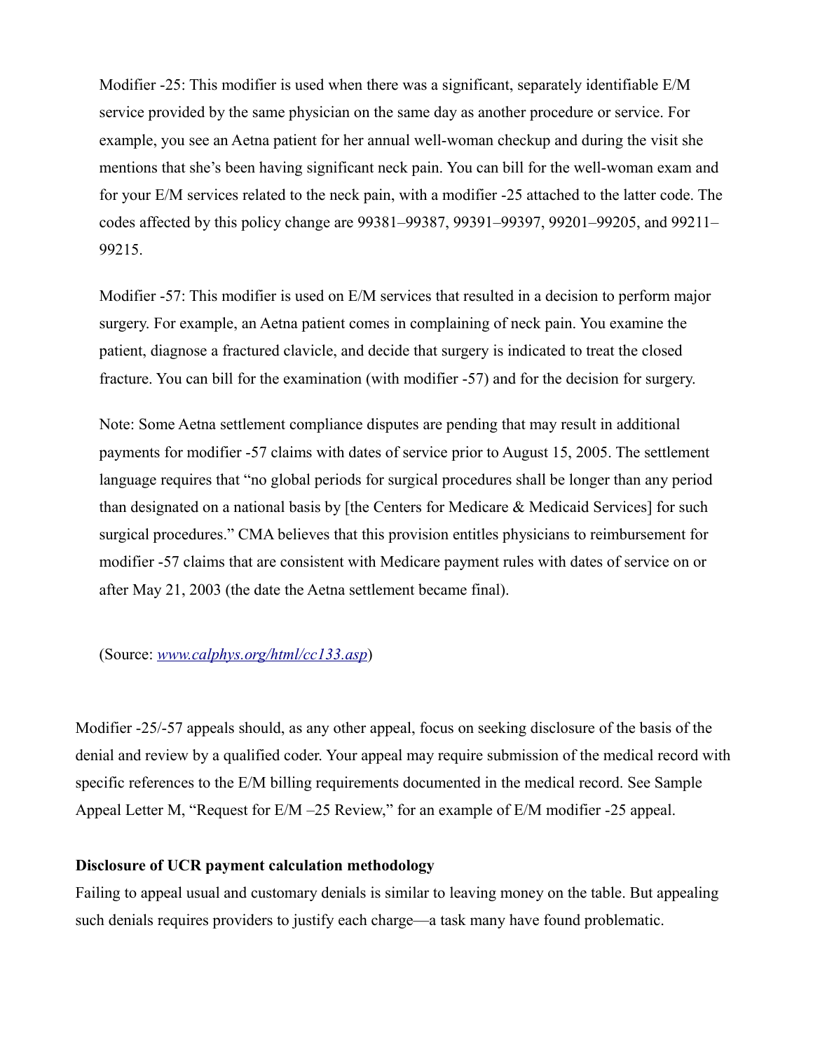> Modifier -25: This modifier is used when there was a significant, separately identifiable E/M service provided by the same physician on the same day as another procedure or service. For example, you see an Aetna patient for her annual well-woman checkup and during the visit she mentions that she's been having significant neck pain. You can bill for the well-woman exam and for your E/M services related to the neck pain, with a modifier -25 attached to the latter code. The codes affected by this policy change are 99381–99387, 99391–99397, 99201–99205, and 99211–99215.
>
> Modifier -57: This modifier is used on E/M services that resulted in a decision to perform major surgery. For example, an Aetna patient comes in complaining of neck pain. You examine the patient, diagnose a fractured clavicle, and decide that surgery is indicated to treat the closed fracture. You can bill for the examination (with modifier -57) and for the decision for surgery.
>
> Note: Some Aetna settlement compliance disputes are pending that may result in additional payments for modifier -57 claims with dates of service prior to August 15, 2005. The settlement language requires that "no global periods for surgical procedures shall be longer than any period than designated on a national basis by [the Centers for Medicare & Medicaid Services] for such surgical procedures." CMA believes that this provision entitles physicians to reimbursement for modifier -57 claims that are consistent with Medicare payment rules with dates of service on or after May 21, 2003 (the date the Aetna settlement became final).
>
> (Source: *www.calphys.org/html/cc133.asp*)

Modifier -25/-57 appeals should, as any other appeal, focus on seeking disclosure of the basis of the denial and review by a qualified coder. Your appeal may require submission of the medical record with specific references to the E/M billing requirements documented in the medical record. See Sample Appeal Letter M, "Request for E/M –25 Review," for an example of E/M modifier -25 appeal.

**Disclosure of UCR payment calculation methodology**

Failing to appeal usual and customary denials is similar to leaving money on the table. But appealing such denials requires providers to justify each charge—a task many have found problematic.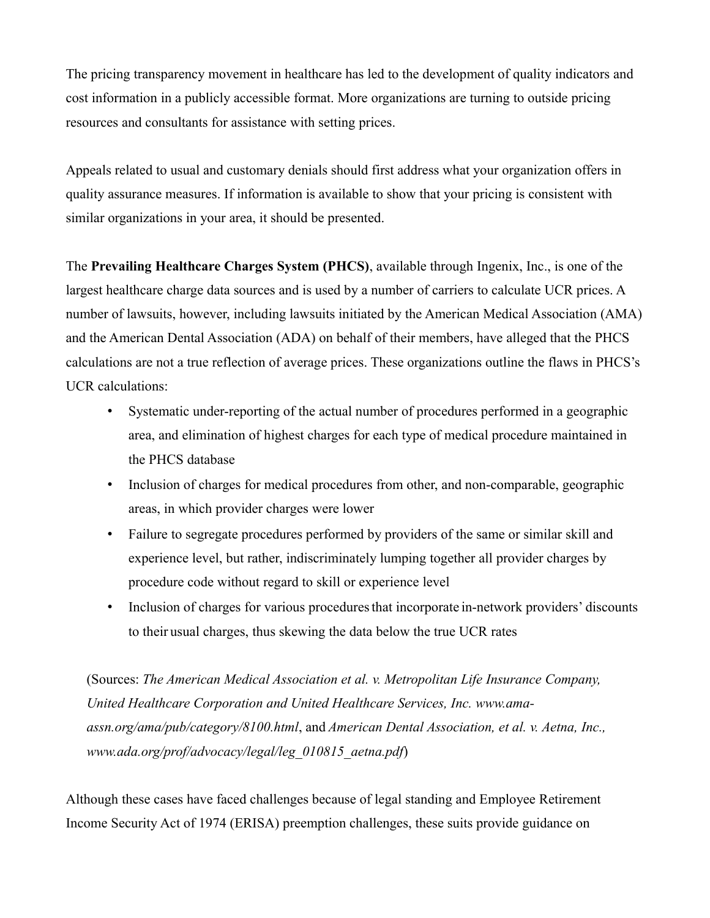The pricing transparency movement in healthcare has led to the development of quality indicators and cost information in a publicly accessible format. More organizations are turning to outside pricing resources and consultants for assistance with setting prices.

Appeals related to usual and customary denials should first address what your organization offers in quality assurance measures. If information is available to show that your pricing is consistent with similar organizations in your area, it should be presented.

The **Prevailing Healthcare Charges System (PHCS)**, available through Ingenix, Inc., is one of the largest healthcare charge data sources and is used by a number of carriers to calculate UCR prices. A number of lawsuits, however, including lawsuits initiated by the American Medical Association (AMA) and the American Dental Association (ADA) on behalf of their members, have alleged that the PHCS calculations are not a true reflection of average prices. These organizations outline the flaws in PHCS's UCR calculations:

- Systematic under-reporting of the actual number of procedures performed in a geographic area, and elimination of highest charges for each type of medical procedure maintained in the PHCS database
- Inclusion of charges for medical procedures from other, and non-comparable, geographic areas, in which provider charges were lower
- Failure to segregate procedures performed by providers of the same or similar skill and experience level, but rather, indiscriminately lumping together all provider charges by procedure code without regard to skill or experience level
- Inclusion of charges for various procedures that incorporate in-network providers' discounts to their usual charges, thus skewing the data below the true UCR rates

(Sources: *The American Medical Association et al. v. Metropolitan Life Insurance Company, United Healthcare Corporation and United Healthcare Services, Inc. www.ama-assn.org/ama/pub/category/8100.html*, and *American Dental Association, et al. v. Aetna, Inc., www.ada.org/prof/advocacy/legal/leg_010815_aetna.pdf*)

Although these cases have faced challenges because of legal standing and Employee Retirement Income Security Act of 1974 (ERISA) preemption challenges, these suits provide guidance on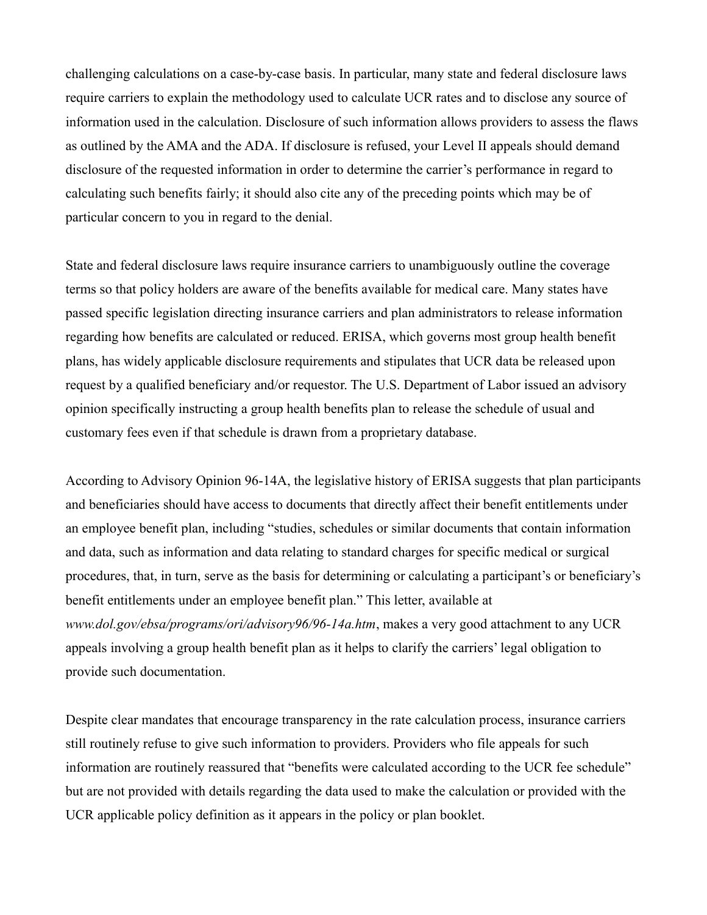challenging calculations on a case-by-case basis. In particular, many state and federal disclosure laws require carriers to explain the methodology used to calculate UCR rates and to disclose any source of information used in the calculation. Disclosure of such information allows providers to assess the flaws as outlined by the AMA and the ADA. If disclosure is refused, your Level II appeals should demand disclosure of the requested information in order to determine the carrier's performance in regard to calculating such benefits fairly; it should also cite any of the preceding points which may be of particular concern to you in regard to the denial.

State and federal disclosure laws require insurance carriers to unambiguously outline the coverage terms so that policy holders are aware of the benefits available for medical care. Many states have passed specific legislation directing insurance carriers and plan administrators to release information regarding how benefits are calculated or reduced. ERISA, which governs most group health benefit plans, has widely applicable disclosure requirements and stipulates that UCR data be released upon request by a qualified beneficiary and/or requestor. The U.S. Department of Labor issued an advisory opinion specifically instructing a group health benefits plan to release the schedule of usual and customary fees even if that schedule is drawn from a proprietary database.

According to Advisory Opinion 96-14A, the legislative history of ERISA suggests that plan participants and beneficiaries should have access to documents that directly affect their benefit entitlements under an employee benefit plan, including "studies, schedules or similar documents that contain information and data, such as information and data relating to standard charges for specific medical or surgical procedures, that, in turn, serve as the basis for determining or calculating a participant's or beneficiary's benefit entitlements under an employee benefit plan." This letter, available at *www.dol.gov/ebsa/programs/ori/advisory96/96-14a.htm*, makes a very good attachment to any UCR appeals involving a group health benefit plan as it helps to clarify the carriers' legal obligation to provide such documentation.

Despite clear mandates that encourage transparency in the rate calculation process, insurance carriers still routinely refuse to give such information to providers. Providers who file appeals for such information are routinely reassured that "benefits were calculated according to the UCR fee schedule" but are not provided with details regarding the data used to make the calculation or provided with the UCR applicable policy definition as it appears in the policy or plan booklet.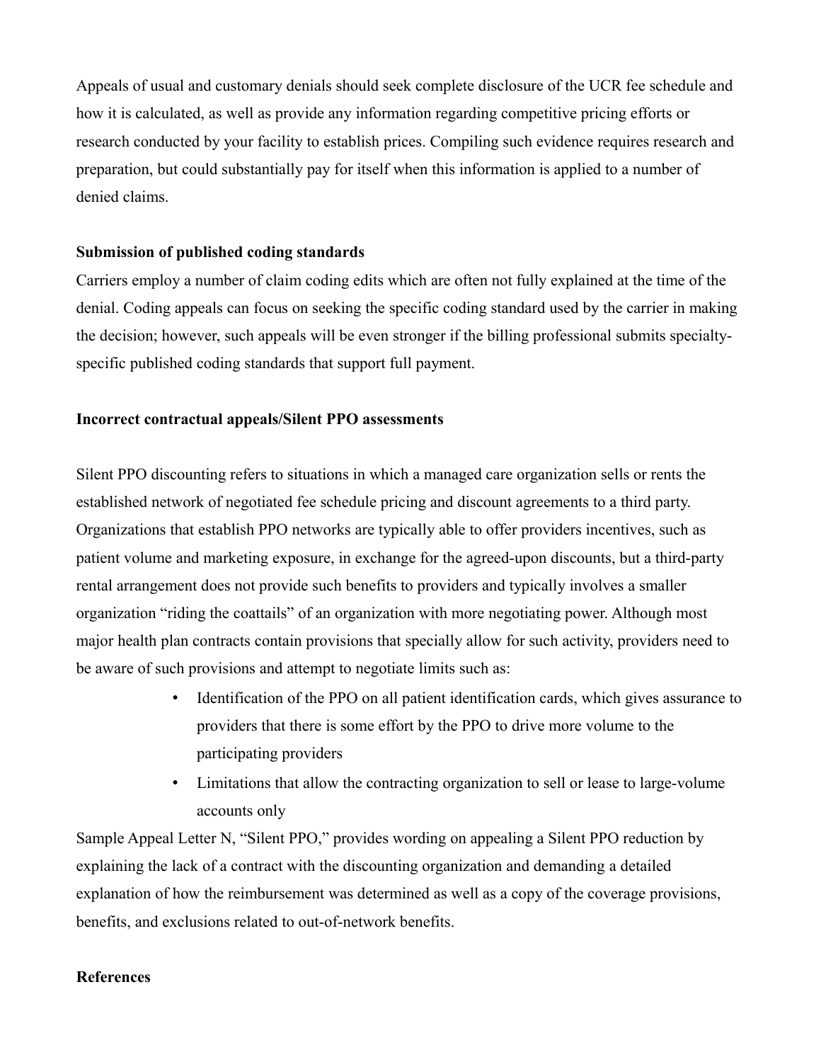Appeals of usual and customary denials should seek complete disclosure of the UCR fee schedule and how it is calculated, as well as provide any information regarding competitive pricing efforts or research conducted by your facility to establish prices. Compiling such evidence requires research and preparation, but could substantially pay for itself when this information is applied to a number of denied claims.

**Submission of published coding standards**

Carriers employ a number of claim coding edits which are often not fully explained at the time of the denial. Coding appeals can focus on seeking the specific coding standard used by the carrier in making the decision; however, such appeals will be even stronger if the billing professional submits specialty-specific published coding standards that support full payment.

**Incorrect contractual appeals/Silent PPO assessments**

Silent PPO discounting refers to situations in which a managed care organization sells or rents the established network of negotiated fee schedule pricing and discount agreements to a third party. Organizations that establish PPO networks are typically able to offer providers incentives, such as patient volume and marketing exposure, in exchange for the agreed-upon discounts, but a third-party rental arrangement does not provide such benefits to providers and typically involves a smaller organization "riding the coattails" of an organization with more negotiating power. Although most major health plan contracts contain provisions that specially allow for such activity, providers need to be aware of such provisions and attempt to negotiate limits such as:

- Identification of the PPO on all patient identification cards, which gives assurance to providers that there is some effort by the PPO to drive more volume to the participating providers
- Limitations that allow the contracting organization to sell or lease to large-volume accounts only

Sample Appeal Letter N, "Silent PPO," provides wording on appealing a Silent PPO reduction by explaining the lack of a contract with the discounting organization and demanding a detailed explanation of how the reimbursement was determined as well as a copy of the coverage provisions, benefits, and exclusions related to out-of-network benefits.

**References**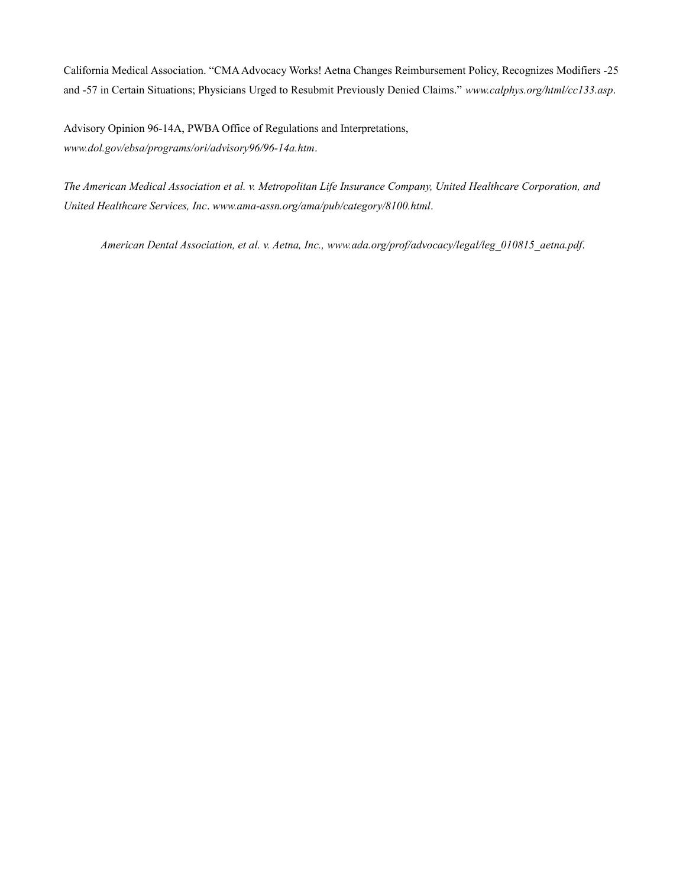California Medical Association. "CMA Advocacy Works! Aetna Changes Reimbursement Policy, Recognizes Modifiers -25 and -57 in Certain Situations; Physicians Urged to Resubmit Previously Denied Claims." *www.calphys.org/html/cc133.asp*.

Advisory Opinion 96-14A, PWBA Office of Regulations and Interpretations, *www.dol.gov/ebsa/programs/ori/advisory96/96-14a.htm*.

*The American Medical Association et al. v. Metropolitan Life Insurance Company, United Healthcare Corporation, and United Healthcare Services, Inc*. *www.ama-assn.org/ama/pub/category/8100.html*.

*American Dental Association, et al. v. Aetna, Inc., www.ada.org/prof/advocacy/legal/leg_010815_aetna.pdf*.